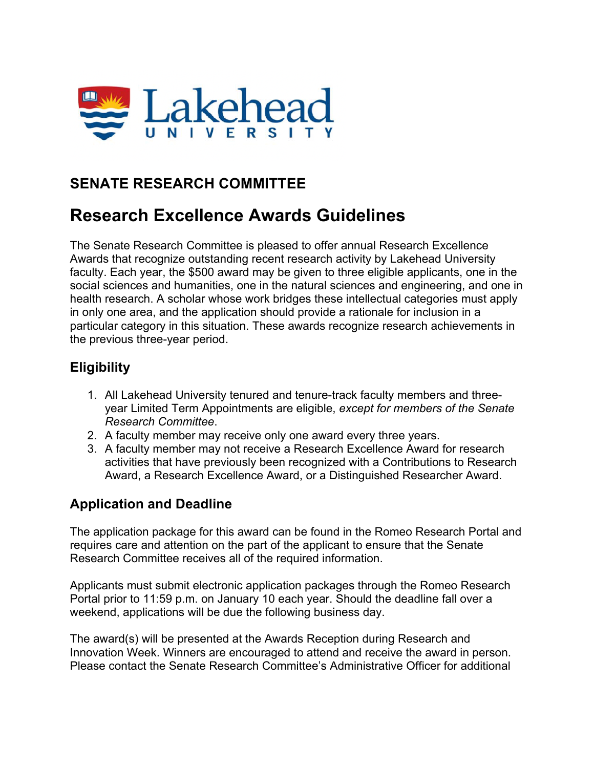Lakehead UNIVERSITY

## SENATE RESEARCH COMMITTEE

# Research Excellence Awards Guidelines

The Senate Research Committee is pleased to offer annual Research Excellence Awards that recognize outstanding recent research activity by Lakehead University faculty. Each year, the $500 award may be given to three eligible applicants, one in the social sciences and humanities, one in the natural sciences and engineering, and one in health research. A scholar whose work bridges these intellectual categories must apply in only one area, and the application should provide a rationale for inclusion in a particular category in this situation. These awards recognize research achievements in the previous three-year period.

## Eligibility

1. All Lakehead University tenured and tenure-track faculty members and three-year Limited Term Appointments are eligible, *except for members of the Senate Research Committee*.
2. A faculty member may receive only one award every three years.
3. A faculty member may not receive a Research Excellence Award for research activities that have previously been recognized with a Contributions to Research Award, a Research Excellence Award, or a Distinguished Researcher Award.

## Application and Deadline

The application package for this award can be found in the Romeo Research Portal and requires care and attention on the part of the applicant to ensure that the Senate Research Committee receives all of the required information.

Applicants must submit electronic application packages through the Romeo Research Portal prior to 11:59 p.m. on January 10 each year. Should the deadline fall over a weekend, applications will be due the following business day.

The award(s) will be presented at the Awards Reception during Research and Innovation Week. Winners are encouraged to attend and receive the award in person. Please contact the Senate Research Committee's Administrative Officer for additional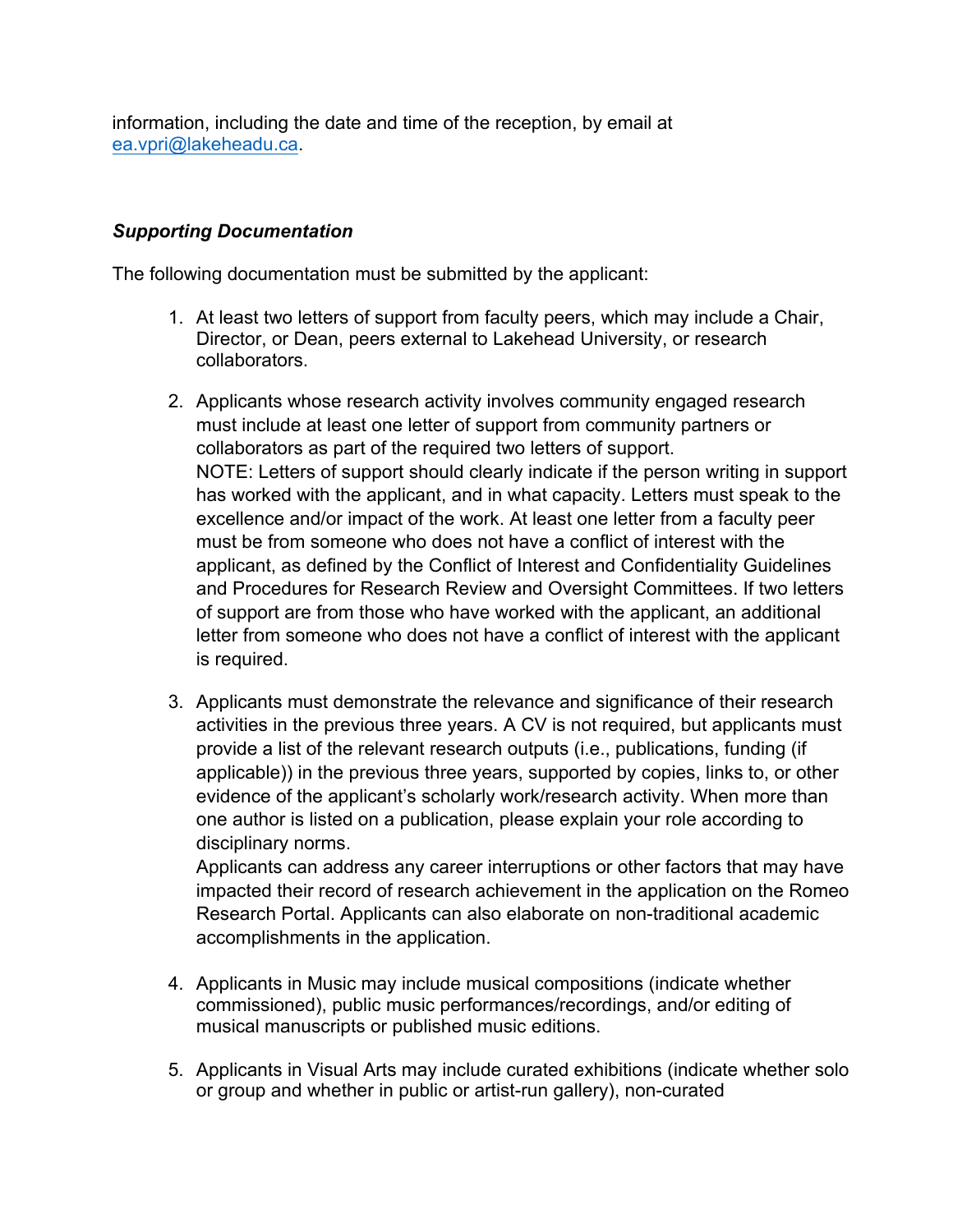information, including the date and time of the reception, by email at [ea.vpri@lakeheadu.ca](mailto:ea.vpri@lakeheadu.ca).

***Supporting Documentation***

The following documentation must be submitted by the applicant:

1. At least two letters of support from faculty peers, which may include a Chair, Director, or Dean, peers external to Lakehead University, or research collaborators.

2. Applicants whose research activity involves community engaged research must include at least one letter of support from community partners or collaborators as part of the required two letters of support.
   NOTE: Letters of support should clearly indicate if the person writing in support has worked with the applicant, and in what capacity. Letters must speak to the excellence and/or impact of the work. At least one letter from a faculty peer must be from someone who does not have a conflict of interest with the applicant, as defined by the Conflict of Interest and Confidentiality Guidelines and Procedures for Research Review and Oversight Committees. If two letters of support are from those who have worked with the applicant, an additional letter from someone who does not have a conflict of interest with the applicant is required.

3. Applicants must demonstrate the relevance and significance of their research activities in the previous three years. A CV is not required, but applicants must provide a list of the relevant research outputs (i.e., publications, funding (if applicable)) in the previous three years, supported by copies, links to, or other evidence of the applicant's scholarly work/research activity. When more than one author is listed on a publication, please explain your role according to disciplinary norms.
   Applicants can address any career interruptions or other factors that may have impacted their record of research achievement in the application on the Romeo Research Portal. Applicants can also elaborate on non-traditional academic accomplishments in the application.

4. Applicants in Music may include musical compositions (indicate whether commissioned), public music performances/recordings, and/or editing of musical manuscripts or published music editions.

5. Applicants in Visual Arts may include curated exhibitions (indicate whether solo or group and whether in public or artist-run gallery), non-curated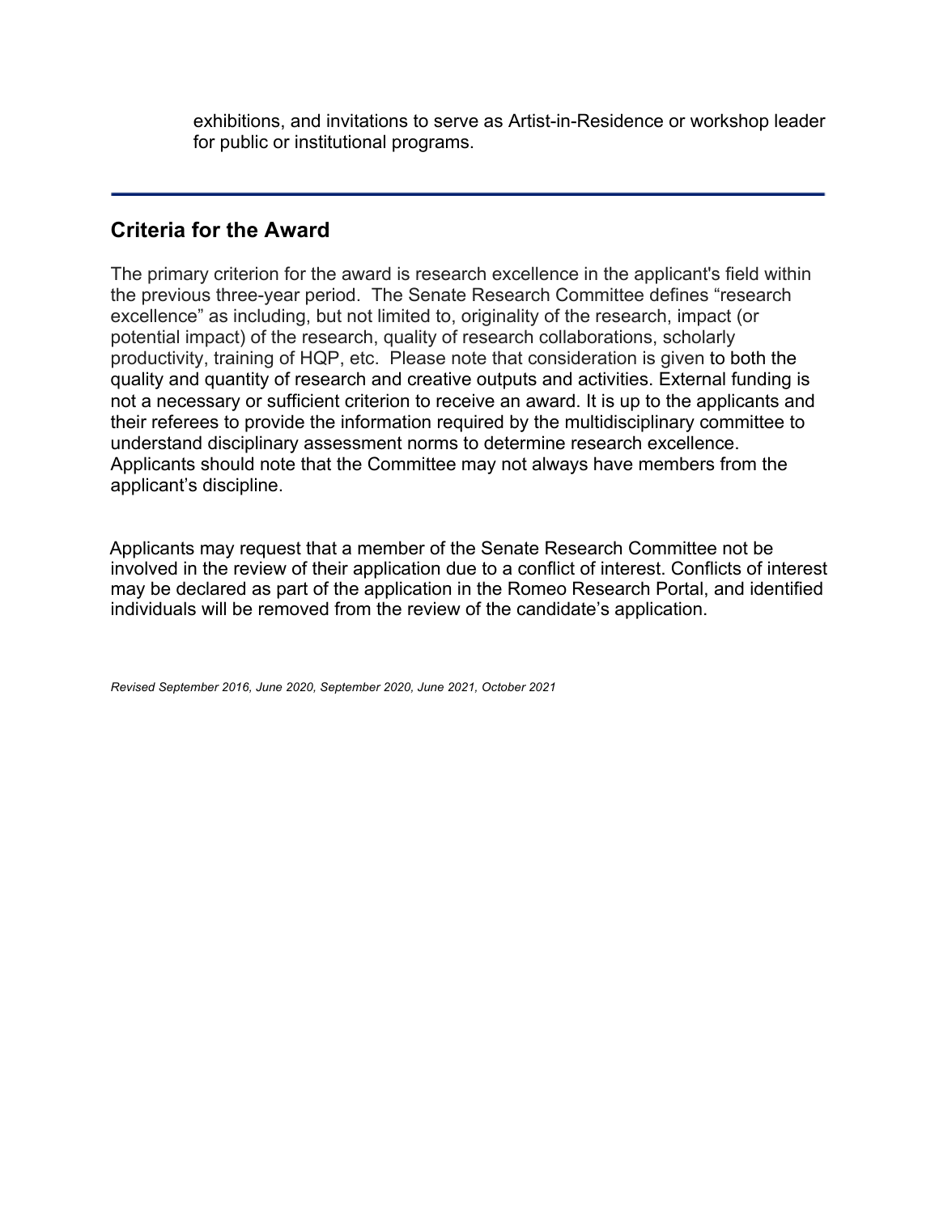exhibitions, and invitations to serve as Artist-in-Residence or workshop leader for public or institutional programs.

---

## Criteria for the Award

The primary criterion for the award is research excellence in the applicant's field within the previous three-year period. The Senate Research Committee defines "research excellence" as including, but not limited to, originality of the research, impact (or potential impact) of the research, quality of research collaborations, scholarly productivity, training of HQP, etc. Please note that consideration is given to both the quality and quantity of research and creative outputs and activities. External funding is not a necessary or sufficient criterion to receive an award. It is up to the applicants and their referees to provide the information required by the multidisciplinary committee to understand disciplinary assessment norms to determine research excellence. Applicants should note that the Committee may not always have members from the applicant's discipline.

Applicants may request that a member of the Senate Research Committee not be involved in the review of their application due to a conflict of interest. Conflicts of interest may be declared as part of the application in the Romeo Research Portal, and identified individuals will be removed from the review of the candidate's application.

*Revised September 2016, June 2020, September 2020, June 2021, October 2021*